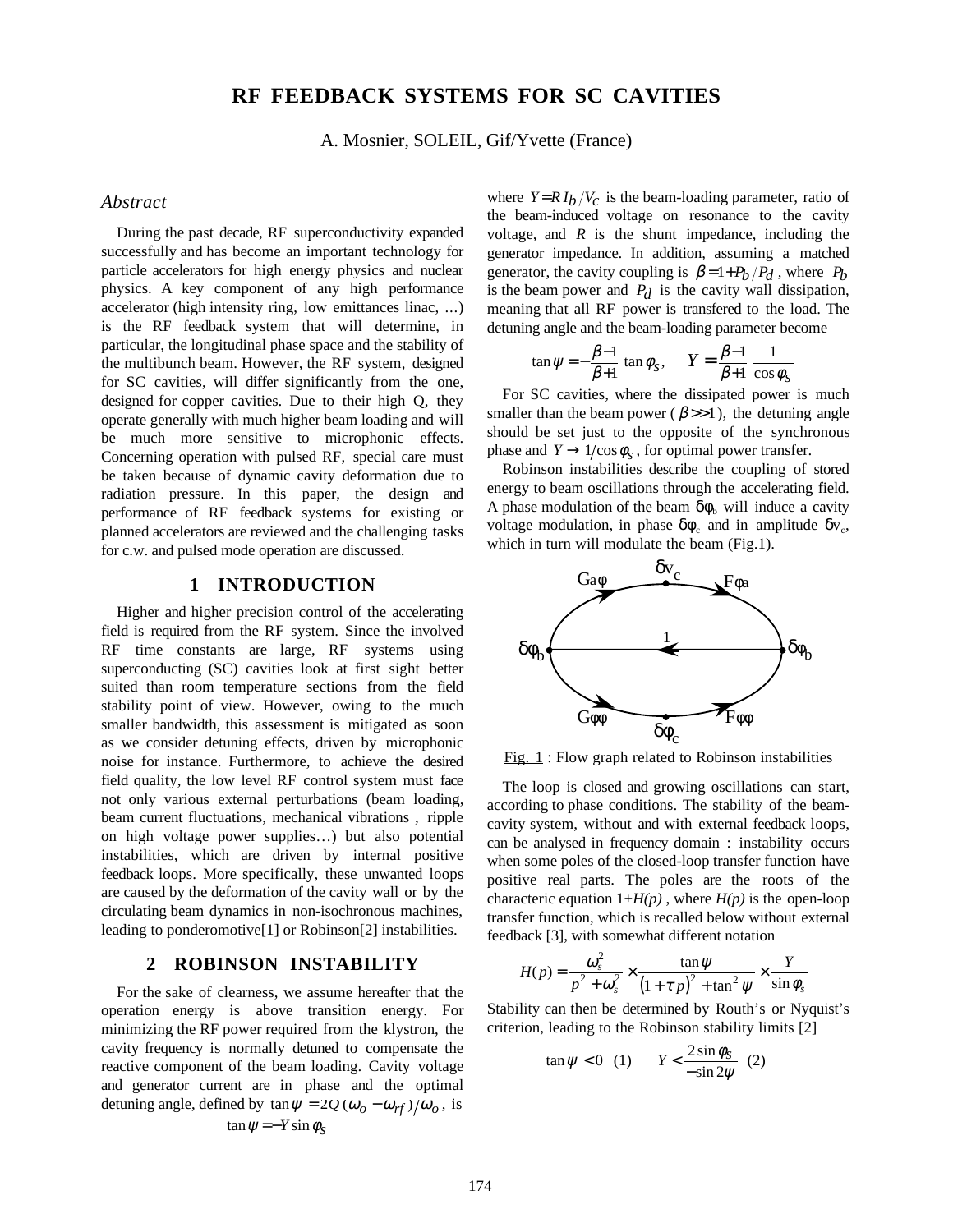# RF FEEDBACK SYSTEMS FOR SC CAVITIES

A. Mosnier, SOLEIL, Gif/Yvette (France)

## *Abstract*

During the past decade, RF superconductivity expanded successfully and has become an important technology for particle accelerators for high energy physics and nuclear physics. A key component of any high performance accelerator (high intensity ring, low emittances linac, …) is the RF feedback system that will determine, in particular, the longitudinal phase space and the stability of the multibunch beam. However, the RF system, designed for SC cavities, will differ significantly from the one, designed for copper cavities. Due to their high Q, they operate generally with much higher beam loading and will be much more sensitive to microphonic effects. Concerning operation with pulsed RF, special care must be taken because of dynamic cavity deformation due to radiation pressure. In this paper, the design and performance of RF feedback systems for existing or planned accelerators are reviewed and the challenging tasks for c.w. and pulsed mode operation are discussed.

## 1 INTRODUCTION

Higher and higher precision control of the accelerating field is required from the RF system. Since the involved RF time constants are large, RF systems using superconducting (SC) cavities look at first sight better suited than room temperature sections from the field stability point of view. However, owing to the much smaller bandwidth, this assessment is mitigated as soon as we consider detuning effects, driven by microphonic noise for instance. Furthermore, to achieve the desired field quality, the low level RF control system must face not only various external perturbations (beam loading, beam current fluctuations, mechanical vibrations , ripple on high voltage power supplies…) but also potential instabilities, which are driven by internal positive feedback loops. More specifically, these unwanted loops are caused by the deformation of the cavity wall or by the circulating beam dynamics in non-isochronous machines, leading to ponderomotive[1] or Robinson[2] instabilities.

## 2 ROBINSON INSTABILITY

For the sake of clearness, we assume hereafter that the operation energy is above transition energy. For minimizing the RF power required from the klystron, the cavity frequency is normally detuned to compensate the reactive component of the beam loading. Cavity voltage and generator current are in phase and the optimal detuning angle, defined by $\tan\psi = 2Q(\omega_o - \omega_{rf})/\omega_o$, is

$$\tan\psi = -Y\sin\phi_S$$

where $Y = R\,I_b/V_C$ is the beam-loading parameter, ratio of the beam-induced voltage on resonance to the cavity voltage, and $R$ is the shunt impedance, including the generator impedance. In addition, assuming a matched generator, the cavity coupling is $\beta = 1 + P_b/P_d$ , where $P_b$ is the beam power and $P_d$ is the cavity wall dissipation, meaning that all RF power is transfered to the load. The detuning angle and the beam-loading parameter become

$$\tan\psi = -\frac{\beta-1}{\beta+1}\tan\phi_S, \qquad Y = \frac{\beta-1}{\beta+1}\frac{1}{\cos\phi_S}$$

For SC cavities, where the dissipated power is much smaller than the beam power ($\beta >> 1$), the detuning angle should be set just to the opposite of the synchronous phase and $Y \rightarrow 1/\cos\phi_S$ , for optimal power transfer.

Robinson instabilities describe the coupling of stored energy to beam oscillations through the accelerating field. A phase modulation of the beam $\delta\phi_b$ will induce a cavity voltage modulation, in phase $\delta\phi_c$ and in amplitude $\delta v_c$, which in turn will modulate the beam (Fig.1).

Fig. 1 : Flow graph related to Robinson instabilities

The loop is closed and growing oscillations can start, according to phase conditions. The stability of the beam-cavity system, without and with external feedback loops, can be analysed in frequency domain : instability occurs when some poles of the closed-loop transfer function have positive real parts. The poles are the roots of the characteric equation 1+*H(p)* , where *H(p)* is the open-loop transfer function, which is recalled below without external feedback [3], with somewhat different notation

$$H(p) = \frac{\omega_s^2}{p^2 + \omega_s^2} \times \frac{\tan\psi}{(1+\tau\,p)^2 + \tan^2\psi} \times \frac{Y}{\sin\phi_s}$$

Stability can then be determined by Routh's or Nyquist's criterion, leading to the Robinson stability limits [2]

$$\tan\psi < 0 \quad (1) \qquad Y < \frac{2\sin\phi_S}{-\sin 2\psi} \quad (2)$$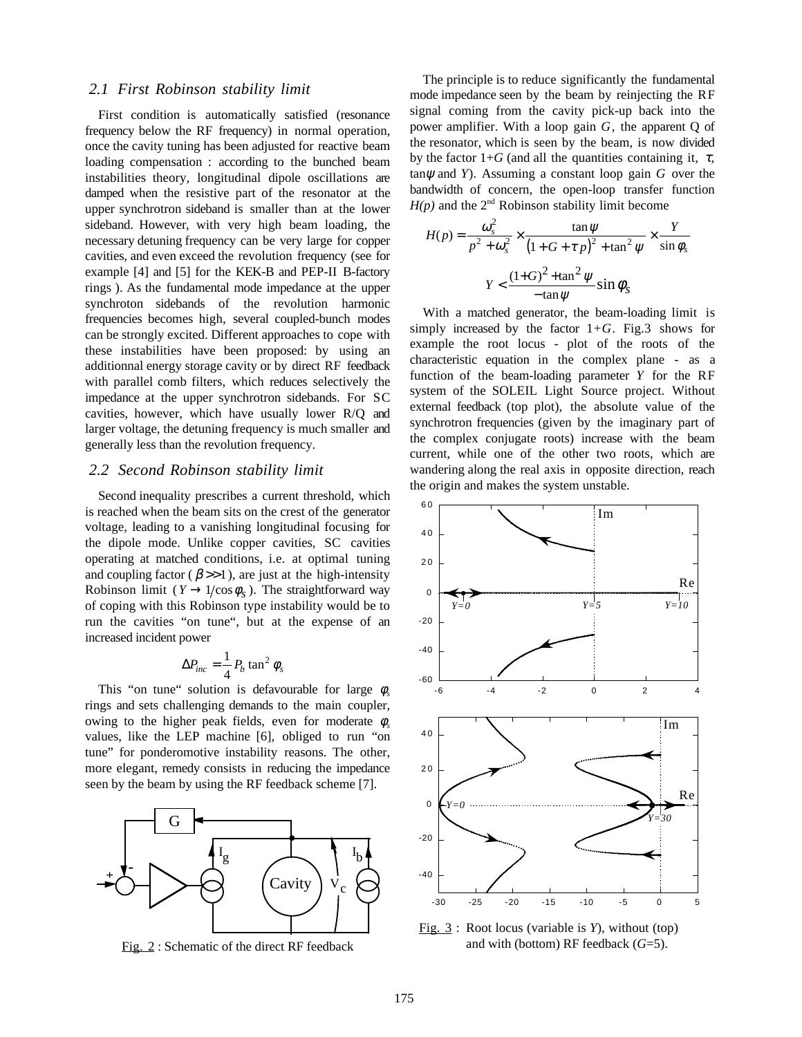## 2.1 First Robinson stability limit

First condition is automatically satisfied (resonance frequency below the RF frequency) in normal operation, once the cavity tuning has been adjusted for reactive beam loading compensation : according to the bunched beam instabilities theory, longitudinal dipole oscillations are damped when the resistive part of the resonator at the upper synchrotron sideband is smaller than at the lower sideband. However, with very high beam loading, the necessary detuning frequency can be very large for copper cavities, and even exceed the revolution frequency (see for example [4] and [5] for the KEK-B and PEP-II B-factory rings ). As the fundamental mode impedance at the upper synchroton sidebands of the revolution harmonic frequencies becomes high, several coupled-bunch modes can be strongly excited. Different approaches to cope with these instabilities have been proposed: by using an additionnal energy storage cavity or by direct RF feedback with parallel comb filters, which reduces selectively the impedance at the upper synchrotron sidebands. For SC cavities, however, which have usually lower R/Q and larger voltage, the detuning frequency is much smaller and generally less than the revolution frequency.

## 2.2 Second Robinson stability limit

Second inequality prescribes a current threshold, which is reached when the beam sits on the crest of the generator voltage, leading to a vanishing longitudinal focusing for the dipole mode. Unlike copper cavities, SC cavities operating at matched conditions, i.e. at optimal tuning and coupling factor ($\beta >> 1$), are just at the high-intensity Robinson limit ($Y \rightarrow 1/\cos\phi_S$). The straightforward way of coping with this Robinson type instability would be to run the cavities "on tune", but at the expense of an increased incident power

$$\Delta P_{inc} = \frac{1}{4} P_b \tan^2 \phi_s$$

This "on tune" solution is defavourable for large $\phi_s$ rings and sets challenging demands to the main coupler, owing to the higher peak fields, even for moderate $\phi_s$ values, like the LEP machine [6], obliged to run "on tune" for ponderomotive instability reasons. The other, more elegant, remedy consists in reducing the impedance seen by the beam by using the RF feedback scheme [7].

Fig. 2 : Schematic of the direct RF feedback

The principle is to reduce significantly the fundamental mode impedance seen by the beam by reinjecting the RF signal coming from the cavity pick-up back into the power amplifier. With a loop gain $G$, the apparent Q of the resonator, which is seen by the beam, is now divided by the factor $1+G$ (and all the quantities containing it, $\tau$, $\tan\psi$ and $Y$). Assuming a constant loop gain $G$ over the bandwidth of concern, the open-loop transfer function $H(p)$ and the 2nd Robinson stability limit become

$$H(p) = \frac{\omega_s^2}{p^2 + \omega_s^2} \times \frac{\tan\psi}{\left(1 + G + \tau\, p\right)^2 + \tan^2\psi} \times \frac{Y}{\sin\phi_s}$$

$$Y < \frac{(1+G)^2 + \tan^2\psi}{-\tan\psi} \sin\phi_S$$

With a matched generator, the beam-loading limit is simply increased by the factor $1+G$. Fig.3 shows for example the root locus - plot of the roots of the characteristic equation in the complex plane - as a function of the beam-loading parameter $Y$ for the RF system of the SOLEIL Light Source project. Without external feedback (top plot), the absolute value of the synchrotron frequencies (given by the imaginary part of the complex conjugate roots) increase with the beam current, while one of the other two roots, which are wandering along the real axis in opposite direction, reach the origin and makes the system unstable.

Fig. 3 : Root locus (variable is $Y$), without (top) and with (bottom) RF feedback ($G$=5).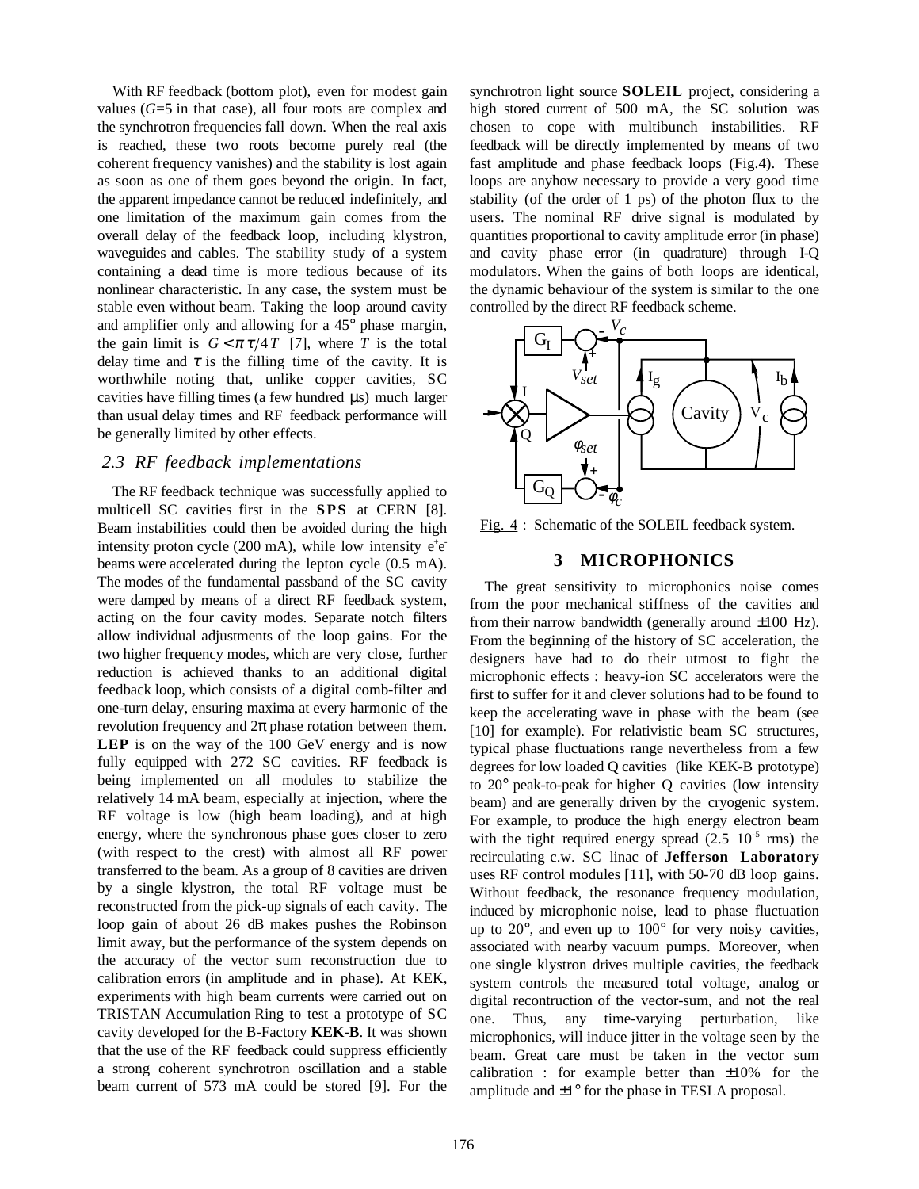With RF feedback (bottom plot), even for modest gain values ($G$=5 in that case), all four roots are complex and the synchrotron frequencies fall down. When the real axis is reached, these two roots become purely real (the coherent frequency vanishes) and the stability is lost again as soon as one of them goes beyond the origin. In fact, the apparent impedance cannot be reduced indefinitely, and one limitation of the maximum gain comes from the overall delay of the feedback loop, including klystron, waveguides and cables. The stability study of a system containing a dead time is more tedious because of its nonlinear characteristic. In any case, the system must be stable even without beam. Taking the loop around cavity and amplifier only and allowing for a 45° phase margin, the gain limit is $G < \pi \tau / 4T$ [7], where $T$ is the total delay time and $\tau$ is the filling time of the cavity. It is worthwhile noting that, unlike copper cavities, SC cavities have filling times (a few hundred µs) much larger than usual delay times and RF feedback performance will be generally limited by other effects.

### 2.3 RF feedback implementations

The RF feedback technique was successfully applied to multicell SC cavities first in the **SPS** at CERN [8]. Beam instabilities could then be avoided during the high intensity proton cycle (200 mA), while low intensity $e^+e^-$ beams were accelerated during the lepton cycle (0.5 mA). The modes of the fundamental passband of the SC cavity were damped by means of a direct RF feedback system, acting on the four cavity modes. Separate notch filters allow individual adjustments of the loop gains. For the two higher frequency modes, which are very close, further reduction is achieved thanks to an additional digital feedback loop, which consists of a digital comb-filter and one-turn delay, ensuring maxima at every harmonic of the revolution frequency and 2π phase rotation between them. **LEP** is on the way of the 100 GeV energy and is now fully equipped with 272 SC cavities. RF feedback is being implemented on all modules to stabilize the relatively 14 mA beam, especially at injection, where the RF voltage is low (high beam loading), and at high energy, where the synchronous phase goes closer to zero (with respect to the crest) with almost all RF power transferred to the beam. As a group of 8 cavities are driven by a single klystron, the total RF voltage must be reconstructed from the pick-up signals of each cavity. The loop gain of about 26 dB makes pushes the Robinson limit away, but the performance of the system depends on the accuracy of the vector sum reconstruction due to calibration errors (in amplitude and in phase). At KEK, experiments with high beam currents were carried out on TRISTAN Accumulation Ring to test a prototype of SC cavity developed for the B-Factory **KEK-B**. It was shown that the use of the RF feedback could suppress efficiently a strong coherent synchrotron oscillation and a stable beam current of 573 mA could be stored [9]. For the synchrotron light source **SOLEIL** project, considering a high stored current of 500 mA, the SC solution was chosen to cope with multibunch instabilities. RF feedback will be directly implemented by means of two fast amplitude and phase feedback loops (Fig.4). These loops are anyhow necessary to provide a very good time stability (of the order of 1 ps) of the photon flux to the users. The nominal RF drive signal is modulated by quantities proportional to cavity amplitude error (in phase) and cavity phase error (in quadrature) through I-Q modulators. When the gains of both loops are identical, the dynamic behaviour of the system is similar to the one controlled by the direct RF feedback scheme.

Fig. 4 : Schematic of the SOLEIL feedback system.

## 3 MICROPHONICS

The great sensitivity to microphonics noise comes from the poor mechanical stiffness of the cavities and from their narrow bandwidth (generally around ±100 Hz). From the beginning of the history of SC acceleration, the designers have had to do their utmost to fight the microphonic effects : heavy-ion SC accelerators were the first to suffer for it and clever solutions had to be found to keep the accelerating wave in phase with the beam (see [10] for example). For relativistic beam SC structures, typical phase fluctuations range nevertheless from a few degrees for low loaded Q cavities (like KEK-B prototype) to 20° peak-to-peak for higher Q cavities (low intensity beam) and are generally driven by the cryogenic system. For example, to produce the high energy electron beam with the tight required energy spread ($2.5\ 10^{-5}$ rms) the recirculating c.w. SC linac of **Jefferson Laboratory** uses RF control modules [11], with 50-70 dB loop gains. Without feedback, the resonance frequency modulation, induced by microphonic noise, lead to phase fluctuation up to 20°, and even up to 100° for very noisy cavities, associated with nearby vacuum pumps. Moreover, when one single klystron drives multiple cavities, the feedback system controls the measured total voltage, analog or digital recontruction of the vector-sum, and not the real one. Thus, any time-varying perturbation, like microphonics, will induce jitter in the voltage seen by the beam. Great care must be taken in the vector sum calibration : for example better than ±10% for the amplitude and ±1° for the phase in TESLA proposal.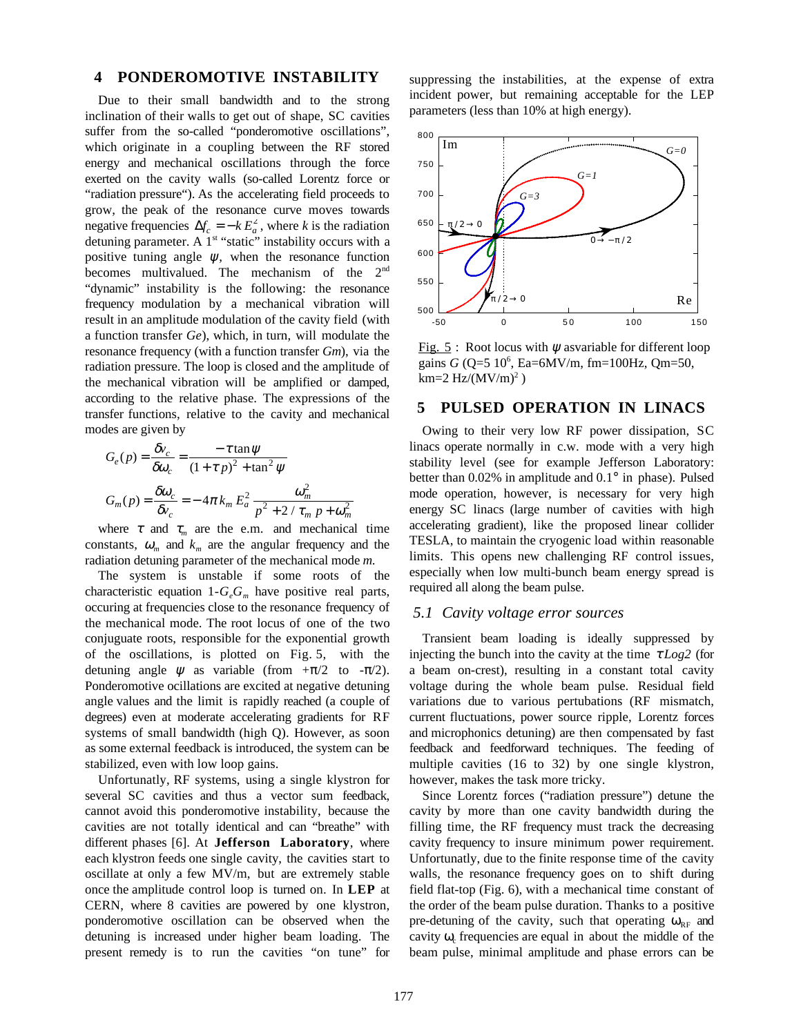## 4 PONDEROMOTIVE INSTABILITY

Due to their small bandwidth and to the strong inclination of their walls to get out of shape, SC cavities suffer from the so-called "ponderomotive oscillations", which originate in a coupling between the RF stored energy and mechanical oscillations through the force exerted on the cavity walls (so-called Lorentz force or "radiation pressure"). As the accelerating field proceeds to grow, the peak of the resonance curve moves towards negative frequencies $\Delta f_c = -k\,E_a^2$, where *k* is the radiation detuning parameter. A 1st "static" instability occurs with a positive tuning angle $\psi$, when the resonance function becomes multivalued. The mechanism of the 2nd "dynamic" instability is the following: the resonance frequency modulation by a mechanical vibration will result in an amplitude modulation of the cavity field (with a function transfer *Ge*), which, in turn, will modulate the resonance frequency (with a function transfer *Gm*), via the radiation pressure. The loop is closed and the amplitude of the mechanical vibration will be amplified or damped, according to the relative phase. The expressions of the transfer functions, relative to the cavity and mechanical modes are given by

$$G_e(p) = \frac{\delta v_c}{\delta \omega_c} = \frac{-\tau \tan\psi}{(1+\tau\, p)^2 + \tan^2\psi}$$

$$G_m(p) = \frac{\delta \omega_c}{\delta v_c} = -4\pi\, k_m\, E_a^2\, \frac{\omega_m^2}{p^2 + 2/\tau_m\, p + \omega_m^2}$$

where $\tau$ and $\tau_m$ are the e.m. and mechanical time constants, $\omega_m$ and $k_m$ are the angular frequency and the radiation detuning parameter of the mechanical mode *m*.

The system is unstable if some roots of the characteristic equation $1\text{-}G_eG_m$ have positive real parts, occuring at frequencies close to the resonance frequency of the mechanical mode. The root locus of one of the two conjuguate roots, responsible for the exponential growth of the oscillations, is plotted on Fig. 5, with the detuning angle $\psi$ as variable (from $+\pi/2$ to $-\pi/2$). Ponderomotive ocillations are excited at negative detuning angle values and the limit is rapidly reached (a couple of degrees) even at moderate accelerating gradients for RF systems of small bandwidth (high Q). However, as soon as some external feedback is introduced, the system can be stabilized, even with low loop gains.

Unfortunatly, RF systems, using a single klystron for several SC cavities and thus a vector sum feedback, cannot avoid this ponderomotive instability, because the cavities are not totally identical and can "breathe" with different phases [6]. At **Jefferson Laboratory**, where each klystron feeds one single cavity, the cavities start to oscillate at only a few MV/m, but are extremely stable once the amplitude control loop is turned on. In **LEP** at CERN, where 8 cavities are powered by one klystron, ponderomotive oscillation can be observed when the detuning is increased under higher beam loading. The present remedy is to run the cavities "on tune" for suppressing the instabilities, at the expense of extra incident power, but remaining acceptable for the LEP parameters (less than 10% at high energy).

Fig. 5 : Root locus with $\psi$ asvariable for different loop gains *G* (Q=5 $10^6$, Ea=6MV/m, fm=100Hz, Qm=50, km=2 Hz/(MV/m)$^2$ )

## 5 PULSED OPERATION IN LINACS

Owing to their very low RF power dissipation, SC linacs operate normally in c.w. mode with a very high stability level (see for example Jefferson Laboratory: better than 0.02% in amplitude and 0.1° in phase). Pulsed mode operation, however, is necessary for very high energy SC linacs (large number of cavities with high accelerating gradient), like the proposed linear collider TESLA, to maintain the cryogenic load within reasonable limits. This opens new challenging RF control issues, especially when low multi-bunch beam energy spread is required all along the beam pulse.

### *5.1 Cavity voltage error sources*

Transient beam loading is ideally suppressed by injecting the bunch into the cavity at the time $\tau\,Log2$ (for a beam on-crest), resulting in a constant total cavity voltage during the whole beam pulse. Residual field variations due to various pertubations (RF mismatch, current fluctuations, power source ripple, Lorentz forces and microphonics detuning) are then compensated by fast feedback and feedforward techniques. The feeding of multiple cavities (16 to 32) by one single klystron, however, makes the task more tricky.

Since Lorentz forces ("radiation pressure") detune the cavity by more than one cavity bandwidth during the filling time, the RF frequency must track the decreasing cavity frequency to insure minimum power requirement. Unfortunatly, due to the finite response time of the cavity walls, the resonance frequency goes on to shift during field flat-top (Fig. 6), with a mechanical time constant of the order of the beam pulse duration. Thanks to a positive pre-detuning of the cavity, such that operating $\omega_{RF}$ and cavity $\omega_c$ frequencies are equal in about the middle of the beam pulse, minimal amplitude and phase errors can be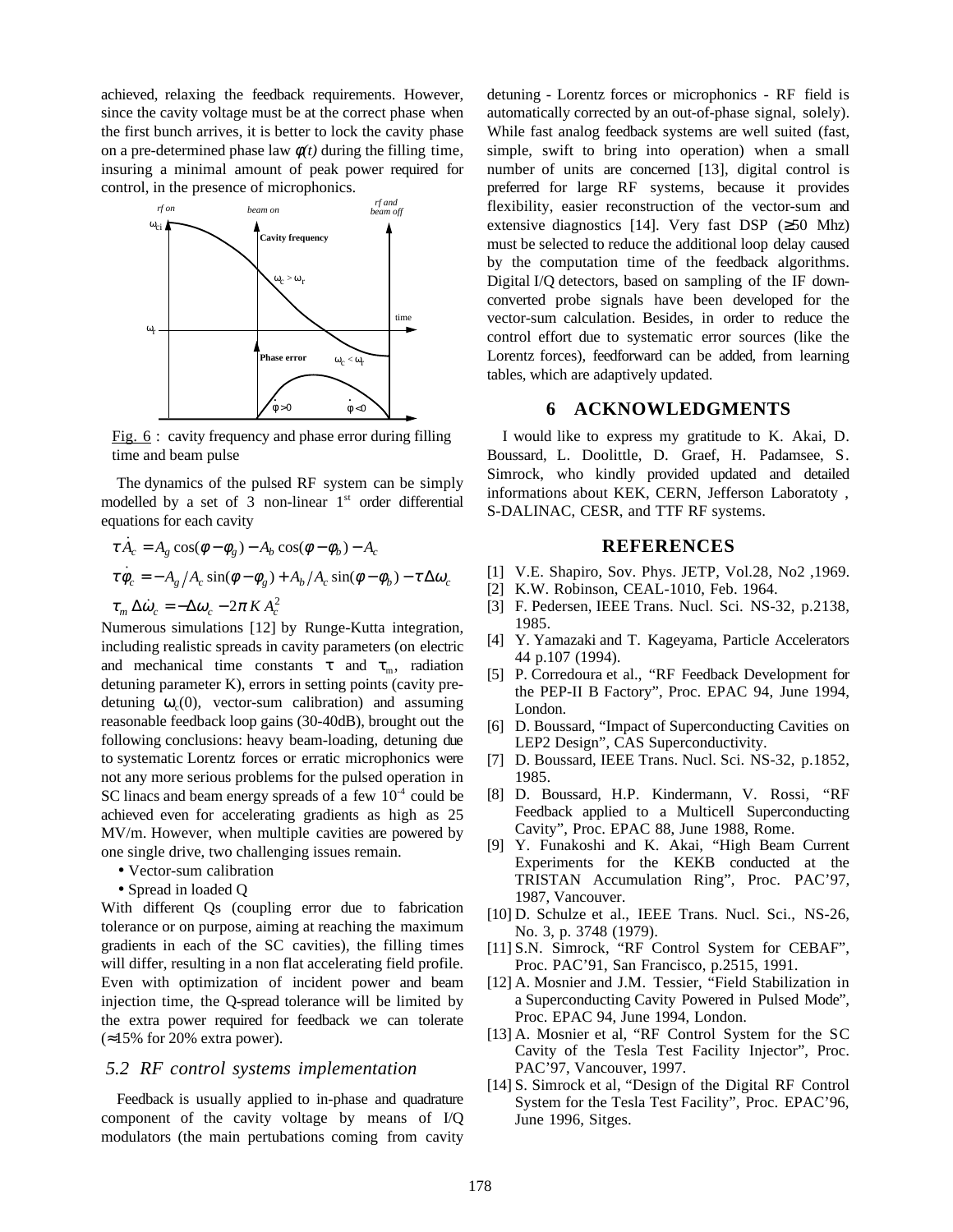achieved, relaxing the feedback requirements. However, since the cavity voltage must be at the correct phase when the first bunch arrives, it is better to lock the cavity phase on a pre-determined phase law $\phi(t)$ during the filling time, insuring a minimal amount of peak power required for control, in the presence of microphonics.

rf on
beam on
rf and beam off
$\omega_{ci}$
Cavity frequency
$\omega_c > \omega_r$
time
$\omega_r$
Phase error
$\omega_c < \omega_r$
$\dot{\phi}>0$
$\dot{\phi}<0$

Fig. 6 : cavity frequency and phase error during filling time and beam pulse

The dynamics of the pulsed RF system can be simply modelled by a set of 3 non-linear 1st order differential equations for each cavity

$$\tau \dot{A}_c = A_g \cos(\phi - \phi_g) - A_b \cos(\phi - \phi_b) - A_c$$

$$\tau \dot{\phi}_c = -A_g / A_c \sin(\phi - \phi_g) + A_b / A_c \sin(\phi - \phi_b) - \tau \Delta\omega_c$$

$$\tau_m \Delta\dot{\omega}_c = -\Delta\omega_c - 2\pi K A_c^2$$

Numerous simulations [12] by Runge-Kutta integration, including realistic spreads in cavity parameters (on electric and mechanical time constants $\tau$ and $\tau_m$, radiation detuning parameter K), errors in setting points (cavity pre-detuning $\omega_c(0)$, vector-sum calibration) and assuming reasonable feedback loop gains (30-40dB), brought out the following conclusions: heavy beam-loading, detuning due to systematic Lorentz forces or erratic microphonics were not any more serious problems for the pulsed operation in SC linacs and beam energy spreads of a few $10^{-4}$ could be achieved even for accelerating gradients as high as 25 MV/m. However, when multiple cavities are powered by one single drive, two challenging issues remain.

- Vector-sum calibration
- Spread in loaded Q

With different Qs (coupling error due to fabrication tolerance or on purpose, aiming at reaching the maximum gradients in each of the SC cavities), the filling times will differ, resulting in a non flat accelerating field profile. Even with optimization of incident power and beam injection time, the Q-spread tolerance will be limited by the extra power required for feedback we can tolerate (≈15% for 20% extra power).

### *5.2 RF control systems implementation*

Feedback is usually applied to in-phase and quadrature component of the cavity voltage by means of I/Q modulators (the main pertubations coming from cavity detuning - Lorentz forces or microphonics - RF field is automatically corrected by an out-of-phase signal, solely). While fast analog feedback systems are well suited (fast, simple, swift to bring into operation) when a small number of units are concerned [13], digital control is preferred for large RF systems, because it provides flexibility, easier reconstruction of the vector-sum and extensive diagnostics [14]. Very fast DSP (≥50 Mhz) must be selected to reduce the additional loop delay caused by the computation time of the feedback algorithms. Digital I/Q detectors, based on sampling of the IF down-converted probe signals have been developed for the vector-sum calculation. Besides, in order to reduce the control effort due to systematic error sources (like the Lorentz forces), feedforward can be added, from learning tables, which are adaptively updated.

## 6 ACKNOWLEDGMENTS

I would like to express my gratitude to K. Akai, D. Boussard, L. Doolittle, D. Graef, H. Padamsee, S. Simrock, who kindly provided updated and detailed informations about KEK, CERN, Jefferson Laboratoty , S-DALINAC, CESR, and TTF RF systems.

## REFERENCES

[1] V.E. Shapiro, Sov. Phys. JETP, Vol.28, No2 ,1969.
[2] K.W. Robinson, CEAL-1010, Feb. 1964.
[3] F. Pedersen, IEEE Trans. Nucl. Sci. NS-32, p.2138, 1985.
[4] Y. Yamazaki and T. Kageyama, Particle Accelerators 44 p.107 (1994).
[5] P. Corredoura et al., "RF Feedback Development for the PEP-II B Factory", Proc. EPAC 94, June 1994, London.
[6] D. Boussard, "Impact of Superconducting Cavities on LEP2 Design", CAS Superconductivity.
[7] D. Boussard, IEEE Trans. Nucl. Sci. NS-32, p.1852, 1985.
[8] D. Boussard, H.P. Kindermann, V. Rossi, "RF Feedback applied to a Multicell Superconducting Cavity", Proc. EPAC 88, June 1988, Rome.
[9] Y. Funakoshi and K. Akai, "High Beam Current Experiments for the KEKB conducted at the TRISTAN Accumulation Ring", Proc. PAC'97, 1987, Vancouver.
[10] D. Schulze et al., IEEE Trans. Nucl. Sci., NS-26, No. 3, p. 3748 (1979).
[11] S.N. Simrock, "RF Control System for CEBAF", Proc. PAC'91, San Francisco, p.2515, 1991.
[12] A. Mosnier and J.M. Tessier, "Field Stabilization in a Superconducting Cavity Powered in Pulsed Mode", Proc. EPAC 94, June 1994, London.
[13] A. Mosnier et al, "RF Control System for the SC Cavity of the Tesla Test Facility Injector", Proc. PAC'97, Vancouver, 1997.
[14] S. Simrock et al, "Design of the Digital RF Control System for the Tesla Test Facility", Proc. EPAC'96, June 1996, Sitges.